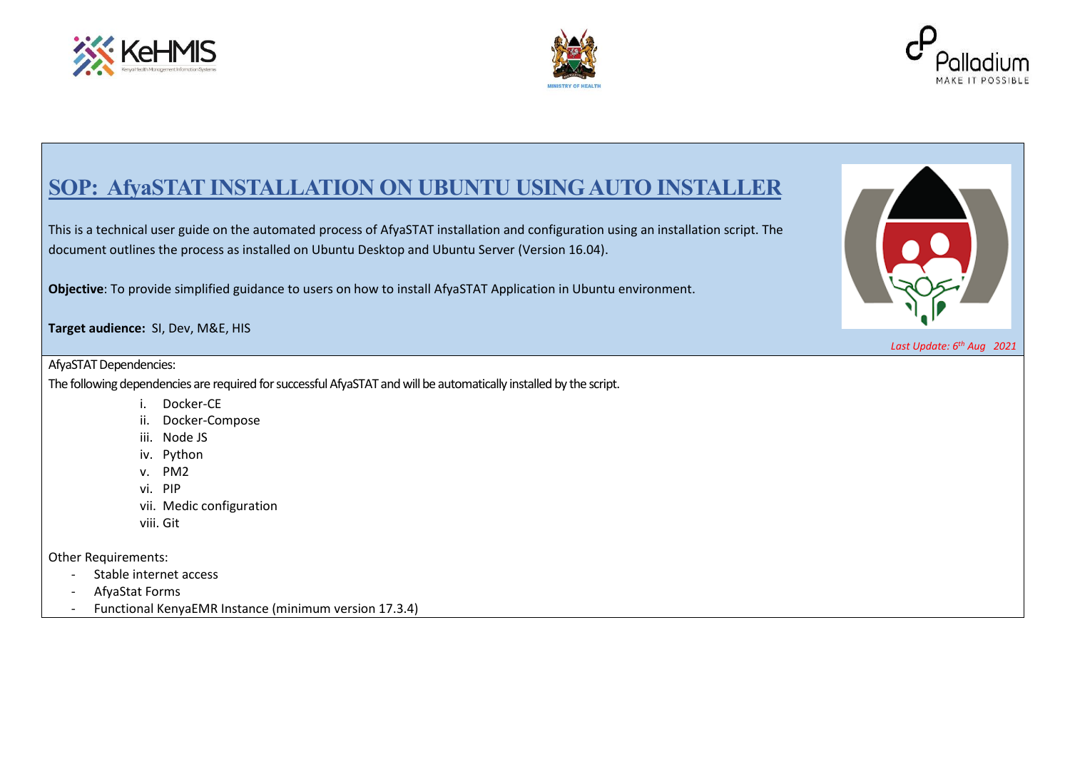# SOP: AfyaSTAT INSTALLATION ON UBUNTU USING AUTO INSTALLER

This is a technical user guide on the automated process of AfyaSTAT installation and configuration using an installation script. The document outlines the process as installed on Ubuntu Desktop and Ubuntu Server (Version 16.04).

**Objective**: To provide simplified guidance to users on how to install AfyaSTAT Application in Ubuntu environment.

**Target audience:** SI, Dev, M&E, HIS

*Last Update: 6th Aug 2021*

AfyaSTAT Dependencies:

The following dependencies are required for successful AfyaSTAT and will be automatically installed by the script.

i. Docker-CE
ii. Docker-Compose
iii. Node JS
iv. Python
v. PM2
vi. PIP
vii. Medic configuration
viii. Git

Other Requirements:

- Stable internet access
- AfyaStat Forms
- Functional KenyaEMR Instance (minimum version 17.3.4)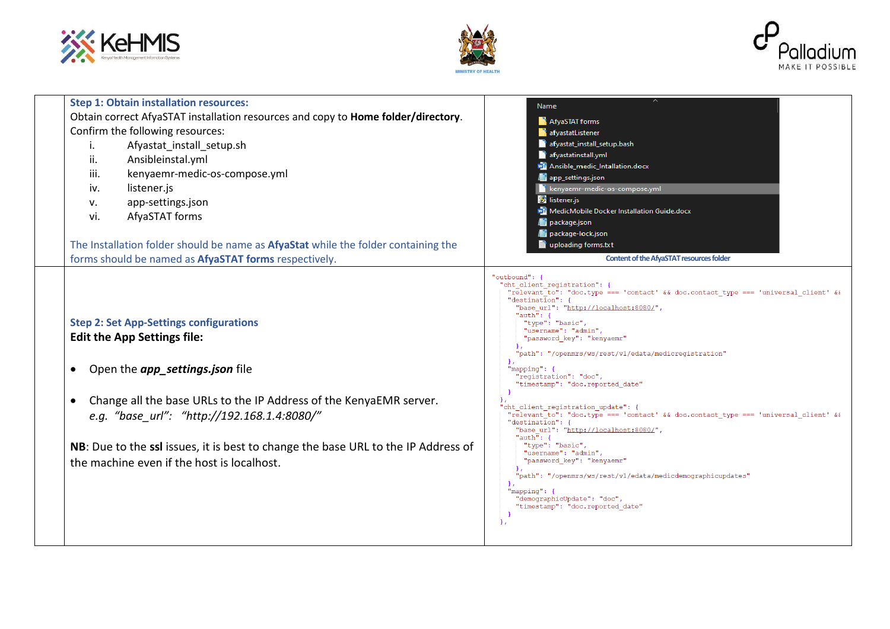**Step 1: Obtain installation resources:**

Obtain correct AfyaSTAT installation resources and copy to **Home folder/directory**. Confirm the following resources:

i. Afyastat_install_setup.sh
ii. Ansibleinstal.yml
iii. kenyaemr-medic-os-compose.yml
iv. listener.js
v. app-settings.json
vi. AfyaSTAT forms

The Installation folder should be name as **AfyaStat** while the folder containing the forms should be named as **AfyaSTAT forms** respectively.

```
Name
AfyaSTAT forms
afyastatListener
afyastat_install_setup.bash
afyastatinstall.yml
Ansible_medic_Intallation.docx
app_settings.json
kenyaemr-medic-os-compose.yml
listener.js
MedicMobile Docker Installation Guide.docx
package.json
package-lock.json
uploading forms.txt
```

Content of the AfyaSTAT resources folder

**Step 2: Set App-Settings configurations**

**Edit the App Settings file:**

- Open the ***app_settings.json*** file
- Change all the base URLs to the IP Address of the KenyaEMR server.
  *e.g. "base_url": "http://192.168.1.4:8080/"*

**NB**: Due to the **ssl** issues, it is best to change the base URL to the IP Address of the machine even if the host is localhost.

```
"outbound": {
  "cht_client_registration": {
    "relevant_to": "doc.type === 'contact' && doc.contact_type === 'universal_client' &&
    "destination": {
      "base_url": "http://localhost:8080/",
      "auth": {
        "type": "basic",
        "username": "admin",
        "password_key": "kenyaemr"
      },
      "path": "/openmrs/ws/rest/v1/edata/medicregistration"
    },
    "mapping": {
      "registration": "doc",
      "timestamp": "doc.reported_date"
    }
  },
  "cht_client_registration_update": {
    "relevant_to": "doc.type === 'contact' && doc.contact_type === 'universal_client' &&
    "destination": {
      "base_url": "http://localhost:8080/",
      "auth": {
        "type": "basic",
        "username": "admin",
        "password_key": "kenyaemr"
      },
      "path": "/openmrs/ws/rest/v1/edata/medicdemographicupdates"
    },
    "mapping": {
      "demographicUpdate": "doc",
      "timestamp": "doc.reported_date"
    }
  },
```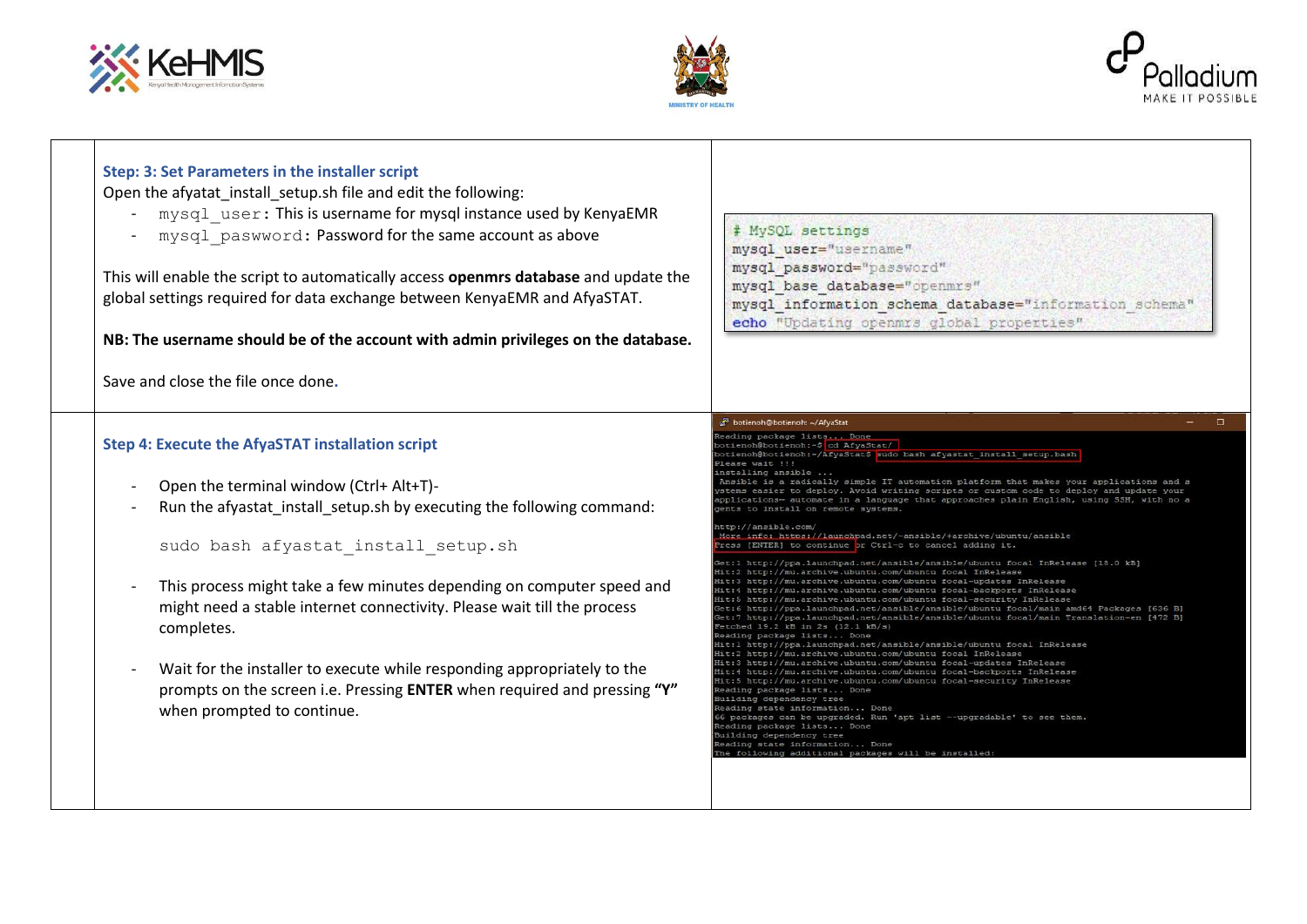### Step: 3: Set Parameters in the installer script

Open the afyatat_install_setup.sh file and edit the following:

- `mysql_user`: This is username for mysql instance used by KenyaEMR
- `mysql_paswword`: Password for the same account as above

This will enable the script to automatically access **openmrs database** and update the global settings required for data exchange between KenyaEMR and AfyaSTAT.

**NB: The username should be of the account with admin privileges on the database.**

Save and close the file once done.

```
# MySQL settings
mysql_user="username"
mysql_password="password"
mysql_base_database="openmrs"
mysql_information_schema_database="information_schema"
echo "Updating openmrs global properties"
```

### Step 4: Execute the AfyaSTAT installation script

- Open the terminal window (Ctrl+ Alt+T)-
- Run the afyastat_install_setup.sh by executing the following command:

```
sudo bash afyastat_install_setup.sh
```

- This process might take a few minutes depending on computer speed and might need a stable internet connectivity. Please wait till the process completes.
- Wait for the installer to execute while responding appropriately to the prompts on the screen i.e. Pressing **ENTER** when required and pressing **"Y"** when prompted to continue.

```
botienoh@botienoh: ~/AfyaStat
Reading package lists... Done
botienoh@botienoh:~$ cd AfyaStat/
botienoh@botienoh:~/AfyaStat$ sudo bash afyastat_install_setup.bash
Please wait !!!
installing ansible ...
 Ansible is a radically simple IT automation platform that makes your applications and s
ystems easier to deploy. Avoid writing scripts or custom code to deploy and update your
applications— automate in a language that approaches plain English, using SSH, with no a
gents to install on remote systems.

http://ansible.com/
 More info: https://launchpad.net/~ansible/+archive/ubuntu/ansible
Press [ENTER] to continue or Ctrl-c to cancel adding it.

Get:1 http://ppa.launchpad.net/ansible/ansible/ubuntu focal InRelease [18.0 kB]
Hit:2 http://mu.archive.ubuntu.com/ubuntu focal InRelease
Hit:3 http://mu.archive.ubuntu.com/ubuntu focal-updates InRelease
Hit:4 http://mu.archive.ubuntu.com/ubuntu focal-backports InRelease
Hit:5 http://mu.archive.ubuntu.com/ubuntu focal-security InRelease
Get:6 http://ppa.launchpad.net/ansible/ansible/ubuntu focal/main amd64 Packages [636 B]
Get:7 http://ppa.launchpad.net/ansible/ansible/ubuntu focal/main Translation-en [472 B]
Fetched 19.2 kB in 2s (12.1 kB/s)
Reading package lists... Done
Hit:1 http://ppa.launchpad.net/ansible/ansible/ubuntu focal InRelease
Hit:2 http://mu.archive.ubuntu.com/ubuntu focal InRelease
Hit:3 http://mu.archive.ubuntu.com/ubuntu focal-updates InRelease
Hit:4 http://mu.archive.ubuntu.com/ubuntu focal-backports InRelease
Hit:5 http://mu.archive.ubuntu.com/ubuntu focal-security InRelease
Reading package lists... Done
Building dependency tree
Reading state information... Done
66 packages can be upgraded. Run 'apt list --upgradable' to see them.
Reading package lists... Done
Building dependency tree
Reading state information... Done
The following additional packages will be installed:
```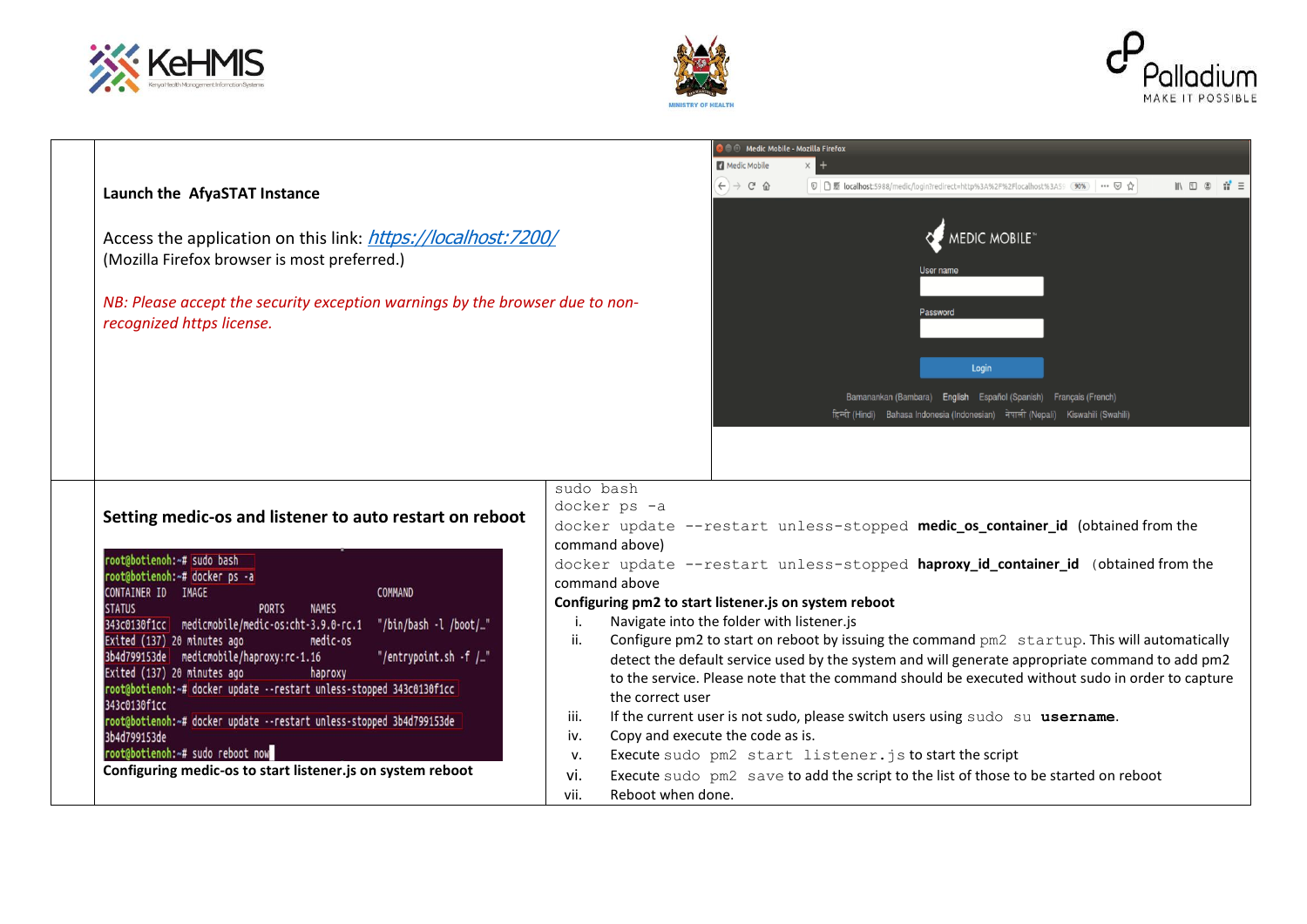**Launch the AfyaSTAT Instance**

Access the application on this link: *https://localhost:7200/*
(Mozilla Firefox browser is most preferred.)

*NB: Please accept the security exception warnings by the browser due to non-recognized https license.*

**Setting medic-os and listener to auto restart on reboot**

```
root@botienoh:~# sudo bash
root@botienoh:~# docker ps -a
CONTAINER ID   IMAGE                                   COMMAND
STATUS                     PORTS     NAMES
343c0130f1cc   medicmobile/medic-os:cht-3.9.0-rc.1    "/bin/bash -l /boot/…"
Exited (137) 20 minutes ago          medic-os
3b4d799153de   medicmobile/haproxy:rc-1.16             "/entrypoint.sh -f /…"
Exited (137) 20 minutes ago          haproxy
root@botienoh:~# docker update --restart unless-stopped 343c0130f1cc
343c0130f1cc
root@botienoh:~# docker update --restart unless-stopped 3b4d799153de
3b4d799153de
root@botienoh:~# sudo reboot now
```

**Configuring medic-os to start listener.js on system reboot**

```
sudo bash
docker ps -a
```

`docker update --restart unless-stopped` **medic_os_container_id** (obtained from the command above)

`docker update --restart unless-stopped` **haproxy_id_container_id** (obtained from the command above

**Configuring pm2 to start listener.js on system reboot**

i. Navigate into the folder with listener.js
ii. Configure pm2 to start on reboot by issuing the command `pm2 startup`. This will automatically detect the default service used by the system and will generate appropriate command to add pm2 to the service. Please note that the command should be executed without sudo in order to capture the correct user
iii. If the current user is not sudo, please switch users using `sudo su` **`username`**.
iv. Copy and execute the code as is.
v. Execute `sudo pm2 start listener.js` to start the script
vi. Execute `sudo pm2 save` to add the script to the list of those to be started on reboot
vii. Reboot when done.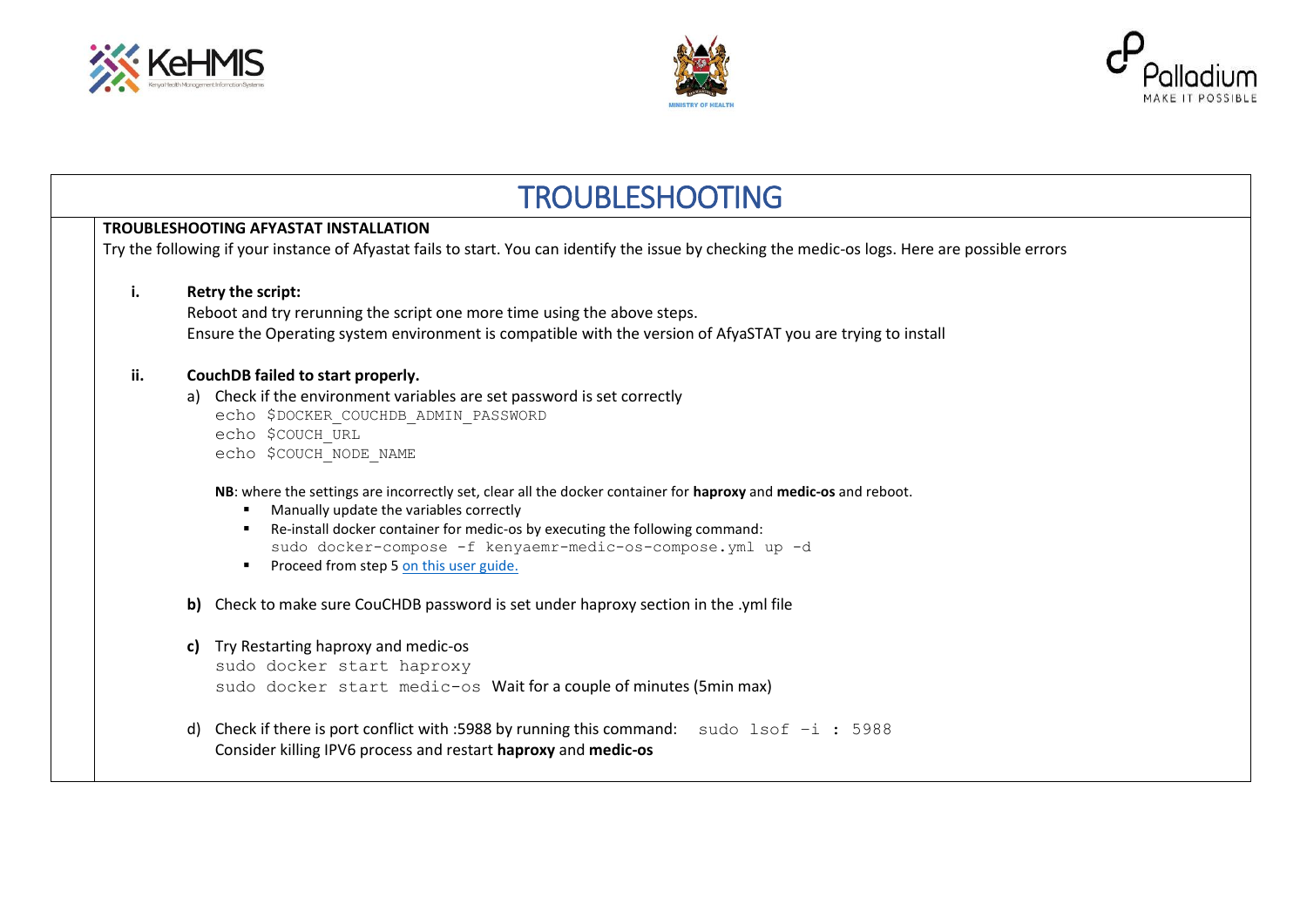# TROUBLESHOOTING

**TROUBLESHOOTING AFYASTAT INSTALLATION**

Try the following if your instance of Afyastat fails to start. You can identify the issue by checking the medic-os logs. Here are possible errors

**i. Retry the script:**

Reboot and try rerunning the script one more time using the above steps.
Ensure the Operating system environment is compatible with the version of AfyaSTAT you are trying to install

**ii. CouchDB failed to start properly.**

a) Check if the environment variables are set password is set correctly

```
echo $DOCKER_COUCHDB_ADMIN_PASSWORD
echo $COUCH_URL
echo $COUCH_NODE_NAME
```

**NB**: where the settings are incorrectly set, clear all the docker container for **haproxy** and **medic-os** and reboot.

- Manually update the variables correctly
- Re-install docker container for medic-os by executing the following command:
  `sudo docker-compose -f kenyaemr-medic-os-compose.yml up -d`
- Proceed from step 5 on this user guide.

**b)** Check to make sure CouCHDB password is set under haproxy section in the .yml file

**c)** Try Restarting haproxy and medic-os

```
sudo docker start haproxy
sudo docker start medic-os
```

Wait for a couple of minutes (5min max)

d) Check if there is port conflict with :5988 by running this command: `sudo lsof –i : 5988`
Consider killing IPV6 process and restart **haproxy** and **medic-os**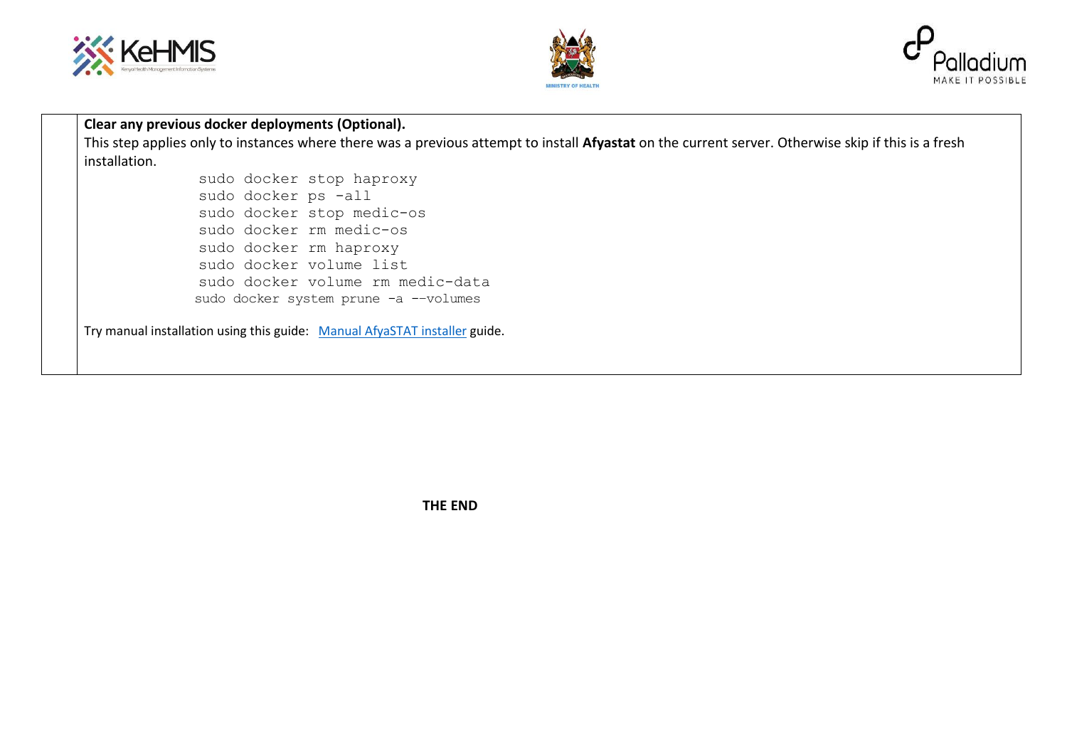**Clear any previous docker deployments (Optional).**

This step applies only to instances where there was a previous attempt to install **Afyastat** on the current server. Otherwise skip if this is a fresh installation.

```
sudo docker stop haproxy
sudo docker ps -all
sudo docker stop medic-os
sudo docker rm medic-os
sudo docker rm haproxy
sudo docker volume list
sudo docker volume rm medic-data
sudo docker system prune -a --volumes
```

Try manual installation using this guide: [Manual AfyaSTAT installer]() guide.

**THE END**